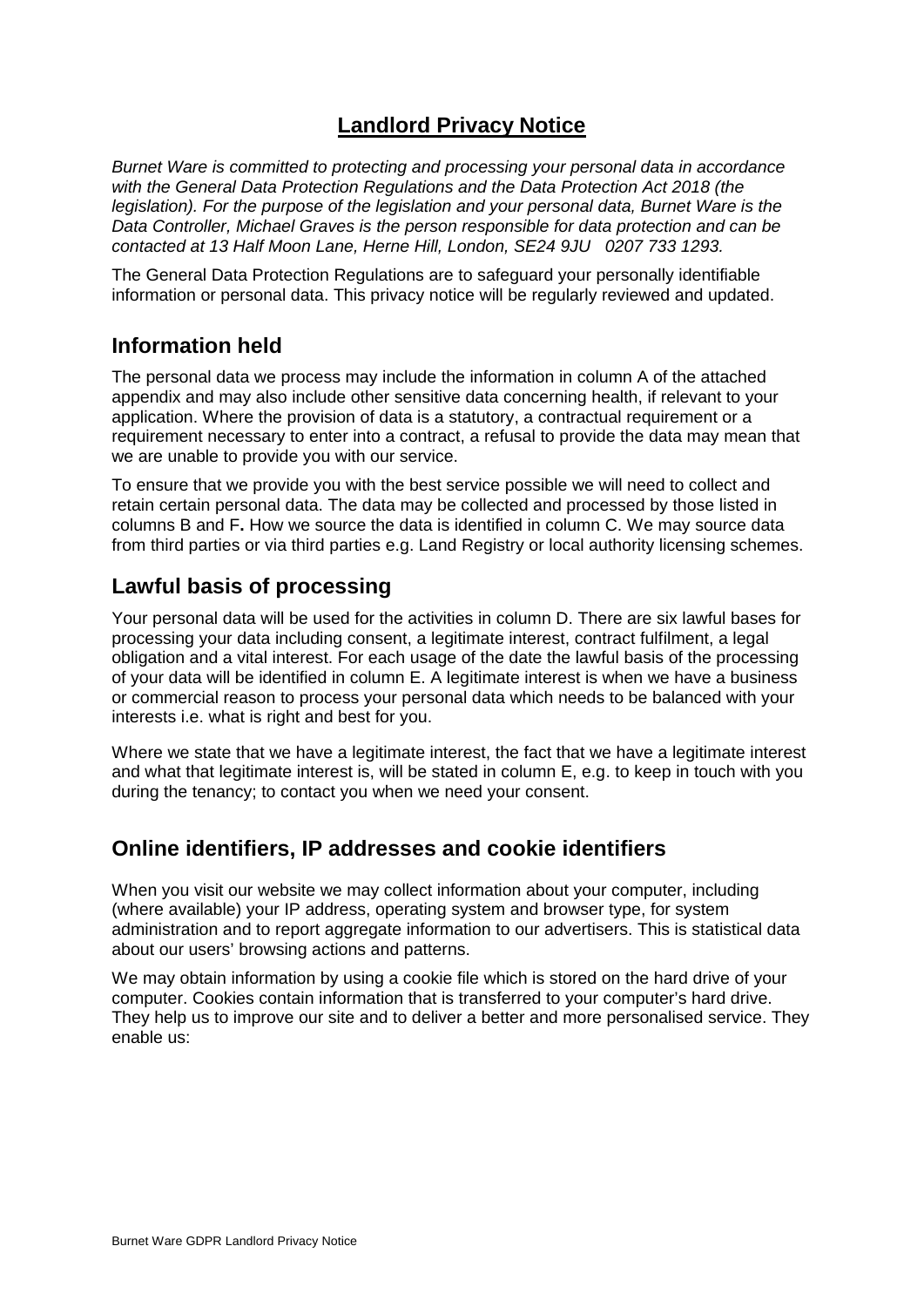# Landlord Privacy Notice

*Burnet Ware is committed to protecting and processing your personal data in accordance with the General Data Protection Regulations and the Data Protection Act 2018 (the legislation). For the purpose of the legislation and your personal data, Burnet Ware is the Data Controller, Michael Graves is the person responsible for data protection and can be contacted at 13 Half Moon Lane, Herne Hill, London, SE24 9JU 0207 733 1293.*

The General Data Protection Regulations are to safeguard your personally identifiable information or personal data. This privacy notice will be regularly reviewed and updated.

## Information held

The personal data we process may include the information in column A of the attached appendix and may also include other sensitive data concerning health, if relevant to your application. Where the provision of data is a statutory, a contractual requirement or a requirement necessary to enter into a contract, a refusal to provide the data may mean that we are unable to provide you with our service.

To ensure that we provide you with the best service possible we will need to collect and retain certain personal data. The data may be collected and processed by those listed in columns B and F**.** How we source the data is identified in column C. We may source data from third parties or via third parties e.g. Land Registry or local authority licensing schemes.

## Lawful basis of processing

Your personal data will be used for the activities in column D. There are six lawful bases for processing your data including consent, a legitimate interest, contract fulfilment, a legal obligation and a vital interest. For each usage of the date the lawful basis of the processing of your data will be identified in column E. A legitimate interest is when we have a business or commercial reason to process your personal data which needs to be balanced with your interests i.e. what is right and best for you.

Where we state that we have a legitimate interest, the fact that we have a legitimate interest and what that legitimate interest is, will be stated in column E, e.g. to keep in touch with you during the tenancy; to contact you when we need your consent.

## Online identifiers, IP addresses and cookie identifiers

When you visit our website we may collect information about your computer, including (where available) your IP address, operating system and browser type, for system administration and to report aggregate information to our advertisers. This is statistical data about our users' browsing actions and patterns.

We may obtain information by using a cookie file which is stored on the hard drive of your computer. Cookies contain information that is transferred to your computer's hard drive. They help us to improve our site and to deliver a better and more personalised service. They enable us: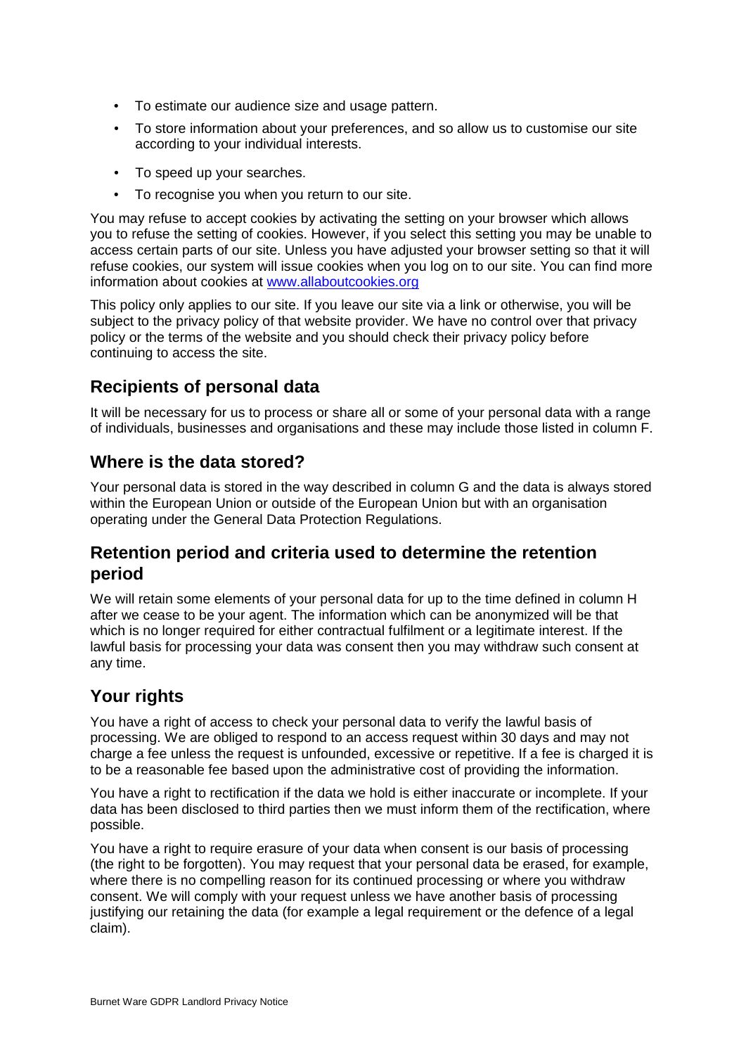- To estimate our audience size and usage pattern.
- To store information about your preferences, and so allow us to customise our site according to your individual interests.
- To speed up your searches.
- To recognise you when you return to our site.

You may refuse to accept cookies by activating the setting on your browser which allows you to refuse the setting of cookies. However, if you select this setting you may be unable to access certain parts of our site. Unless you have adjusted your browser setting so that it will refuse cookies, our system will issue cookies when you log on to our site. You can find more information about cookies at [www.allaboutcookies.org](www.allaboutcookies.org)

This policy only applies to our site. If you leave our site via a link or otherwise, you will be subject to the privacy policy of that website provider. We have no control over that privacy policy or the terms of the website and you should check their privacy policy before continuing to access the site.

## Recipients of personal data

It will be necessary for us to process or share all or some of your personal data with a range of individuals, businesses and organisations and these may include those listed in column F.

## Where is the data stored?

Your personal data is stored in the way described in column G and the data is always stored within the European Union or outside of the European Union but with an organisation operating under the General Data Protection Regulations.

## Retention period and criteria used to determine the retention period

We will retain some elements of your personal data for up to the time defined in column H after we cease to be your agent. The information which can be anonymized will be that which is no longer required for either contractual fulfilment or a legitimate interest. If the lawful basis for processing your data was consent then you may withdraw such consent at any time.

## Your rights

You have a right of access to check your personal data to verify the lawful basis of processing. We are obliged to respond to an access request within 30 days and may not charge a fee unless the request is unfounded, excessive or repetitive. If a fee is charged it is to be a reasonable fee based upon the administrative cost of providing the information.

You have a right to rectification if the data we hold is either inaccurate or incomplete. If your data has been disclosed to third parties then we must inform them of the rectification, where possible.

You have a right to require erasure of your data when consent is our basis of processing (the right to be forgotten). You may request that your personal data be erased, for example, where there is no compelling reason for its continued processing or where you withdraw consent. We will comply with your request unless we have another basis of processing justifying our retaining the data (for example a legal requirement or the defence of a legal claim).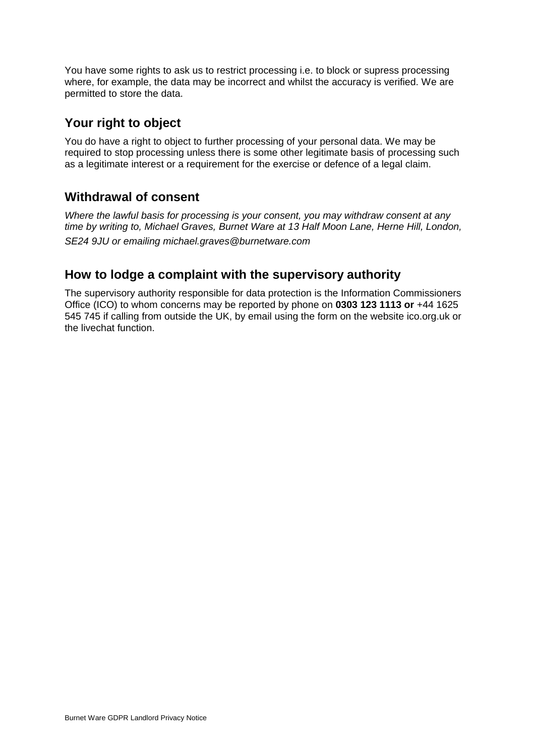You have some rights to ask us to restrict processing i.e. to block or supress processing where, for example, the data may be incorrect and whilst the accuracy is verified. We are permitted to store the data.

## Your right to object

You do have a right to object to further processing of your personal data. We may be required to stop processing unless there is some other legitimate basis of processing such as a legitimate interest or a requirement for the exercise or defence of a legal claim.

## Withdrawal of consent

*Where the lawful basis for processing is your consent, you may withdraw consent at any time by writing to, Michael Graves, Burnet Ware at 13 Half Moon Lane, Herne Hill, London, SE24 9JU or emailing michael.graves@burnetware.com*

## How to lodge a complaint with the supervisory authority

The supervisory authority responsible for data protection is the Information Commissioners Office (ICO) to whom concerns may be reported by phone on **0303 123 1113 or** +44 1625 545 745 if calling from outside the UK, by email using the form on the website ico.org.uk or the livechat function.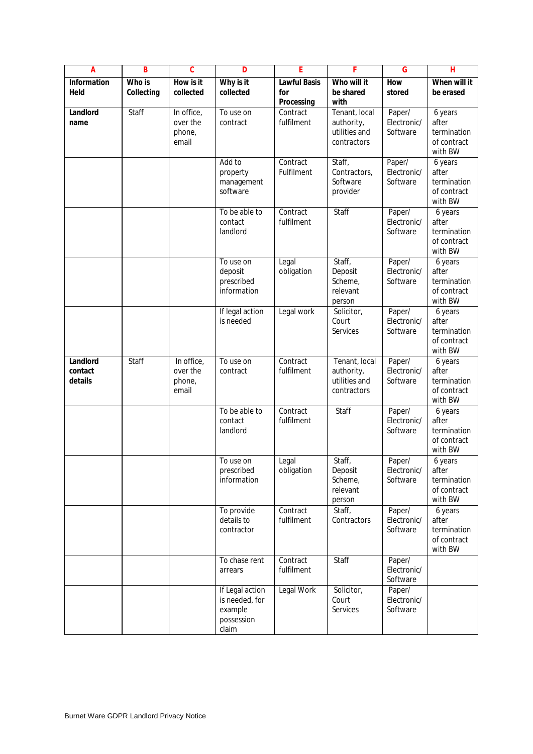| A | B | C | D | E | F | G | H |
|---|---|---|---|---|---|---|---|
| **Information Held** | **Who is Collecting** | **How is it collected** | **Why is it collected** | **Lawful Basis for Processing** | **Who will it be shared with** | **How stored** | **When will it be erased** |
| **Landlord name** | Staff | In office, over the phone, email | To use on contract | Contract fulfilment | Tenant, local authority, utilities and contractors | Paper/ Electronic/ Software | 6 years after termination of contract with BW |
| | | | Add to property management software | Contract Fulfilment | Staff, Contractors, Software provider | Paper/ Electronic/ Software | 6 years after termination of contract with BW |
| | | | To be able to contact landlord | Contract fulfilment | Staff | Paper/ Electronic/ Software | 6 years after termination of contract with BW |
| | | | To use on deposit prescribed information | Legal obligation | Staff, Deposit Scheme, relevant person | Paper/ Electronic/ Software | 6 years after termination of contract with BW |
| | | | If legal action is needed | Legal work | Solicitor, Court Services | Paper/ Electronic/ Software | 6 years after termination of contract with BW |
| **Landlord contact details** | Staff | In office, over the phone, email | To use on contract | Contract fulfilment | Tenant, local authority, utilities and contractors | Paper/ Electronic/ Software | 6 years after termination of contract with BW |
| | | | To be able to contact landlord | Contract fulfilment | Staff | Paper/ Electronic/ Software | 6 years after termination of contract with BW |
| | | | To use on prescribed information | Legal obligation | Staff, Deposit Scheme, relevant person | Paper/ Electronic/ Software | 6 years after termination of contract with BW |
| | | | To provide details to contractor | Contract fulfilment | Staff, Contractors | Paper/ Electronic/ Software | 6 years after termination of contract with BW |
| | | | To chase rent arrears | Contract fulfilment | Staff | Paper/ Electronic/ Software | |
| | | | If Legal action is needed, for example possession claim | Legal Work | Solicitor, Court Services | Paper/ Electronic/ Software | |